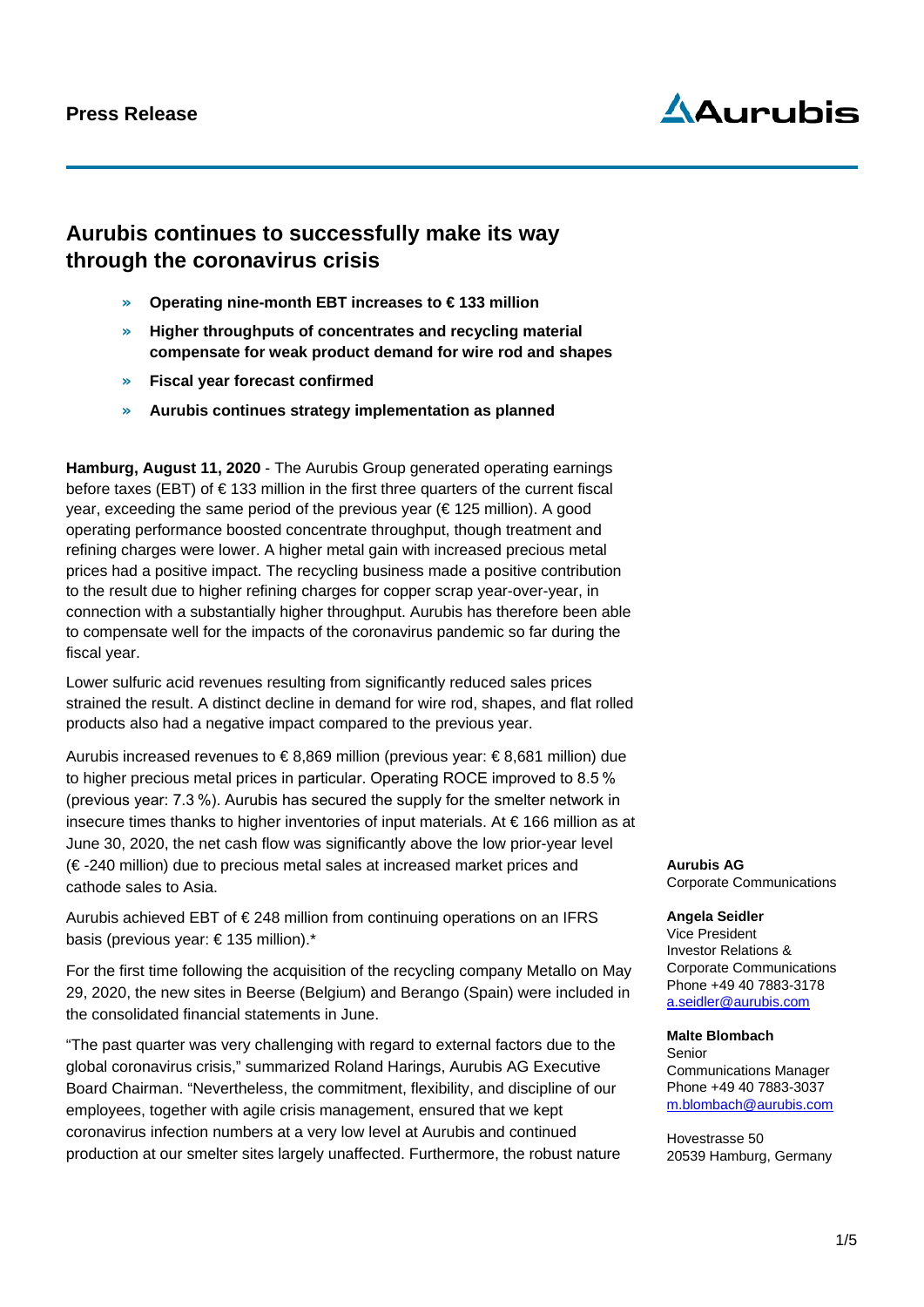**Press Release**

# Aurubis continues to successfully make its way through the coronavirus crisis

- **Operating nine-month EBT increases to € 133 million**
- **Higher throughputs of concentrates and recycling material compensate for weak product demand for wire rod and shapes**
- **Fiscal year forecast confirmed**
- **Aurubis continues strategy implementation as planned**

**Hamburg, August 11, 2020** - The Aurubis Group generated operating earnings before taxes (EBT) of € 133 million in the first three quarters of the current fiscal year, exceeding the same period of the previous year (€ 125 million). A good operating performance boosted concentrate throughput, though treatment and refining charges were lower. A higher metal gain with increased precious metal prices had a positive impact. The recycling business made a positive contribution to the result due to higher refining charges for copper scrap year-over-year, in connection with a substantially higher throughput. Aurubis has therefore been able to compensate well for the impacts of the coronavirus pandemic so far during the fiscal year.

Lower sulfuric acid revenues resulting from significantly reduced sales prices strained the result. A distinct decline in demand for wire rod, shapes, and flat rolled products also had a negative impact compared to the previous year.

Aurubis increased revenues to € 8,869 million (previous year: € 8,681 million) due to higher precious metal prices in particular. Operating ROCE improved to 8.5 % (previous year: 7.3 %). Aurubis has secured the supply for the smelter network in insecure times thanks to higher inventories of input materials. At € 166 million as at June 30, 2020, the net cash flow was significantly above the low prior-year level (€ -240 million) due to precious metal sales at increased market prices and cathode sales to Asia.

Aurubis achieved EBT of € 248 million from continuing operations on an IFRS basis (previous year: € 135 million).*

For the first time following the acquisition of the recycling company Metallo on May 29, 2020, the new sites in Beerse (Belgium) and Berango (Spain) were included in the consolidated financial statements in June.

"The past quarter was very challenging with regard to external factors due to the global coronavirus crisis," summarized Roland Harings, Aurubis AG Executive Board Chairman. "Nevertheless, the commitment, flexibility, and discipline of our employees, together with agile crisis management, ensured that we kept coronavirus infection numbers at a very low level at Aurubis and continued production at our smelter sites largely unaffected. Furthermore, the robust nature

**Aurubis AG**
Corporate Communications

**Angela Seidler**
Vice President
Investor Relations &
Corporate Communications
Phone +49 40 7883-3178
a.seidler@aurubis.com

**Malte Blombach**
Senior
Communications Manager
Phone +49 40 7883-3037
m.blombach@aurubis.com

Hovestrasse 50
20539 Hamburg, Germany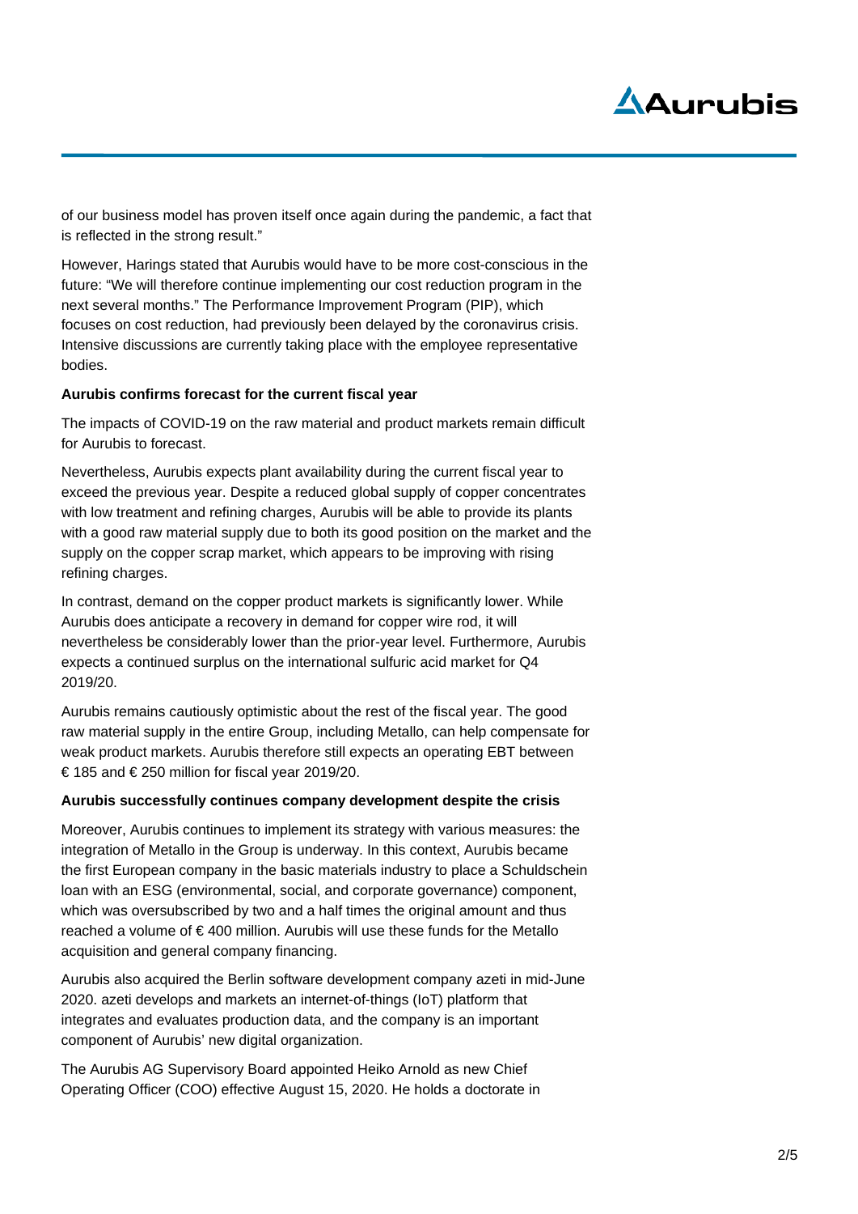of our business model has proven itself once again during the pandemic, a fact that is reflected in the strong result."

However, Harings stated that Aurubis would have to be more cost-conscious in the future: "We will therefore continue implementing our cost reduction program in the next several months." The Performance Improvement Program (PIP), which focuses on cost reduction, had previously been delayed by the coronavirus crisis. Intensive discussions are currently taking place with the employee representative bodies.

**Aurubis confirms forecast for the current fiscal year**

The impacts of COVID-19 on the raw material and product markets remain difficult for Aurubis to forecast.

Nevertheless, Aurubis expects plant availability during the current fiscal year to exceed the previous year. Despite a reduced global supply of copper concentrates with low treatment and refining charges, Aurubis will be able to provide its plants with a good raw material supply due to both its good position on the market and the supply on the copper scrap market, which appears to be improving with rising refining charges.

In contrast, demand on the copper product markets is significantly lower. While Aurubis does anticipate a recovery in demand for copper wire rod, it will nevertheless be considerably lower than the prior-year level. Furthermore, Aurubis expects a continued surplus on the international sulfuric acid market for Q4 2019/20.

Aurubis remains cautiously optimistic about the rest of the fiscal year. The good raw material supply in the entire Group, including Metallo, can help compensate for weak product markets. Aurubis therefore still expects an operating EBT between € 185 and € 250 million for fiscal year 2019/20.

**Aurubis successfully continues company development despite the crisis**

Moreover, Aurubis continues to implement its strategy with various measures: the integration of Metallo in the Group is underway. In this context, Aurubis became the first European company in the basic materials industry to place a Schuldschein loan with an ESG (environmental, social, and corporate governance) component, which was oversubscribed by two and a half times the original amount and thus reached a volume of € 400 million. Aurubis will use these funds for the Metallo acquisition and general company financing.

Aurubis also acquired the Berlin software development company azeti in mid-June 2020. azeti develops and markets an internet-of-things (IoT) platform that integrates and evaluates production data, and the company is an important component of Aurubis' new digital organization.

The Aurubis AG Supervisory Board appointed Heiko Arnold as new Chief Operating Officer (COO) effective August 15, 2020. He holds a doctorate in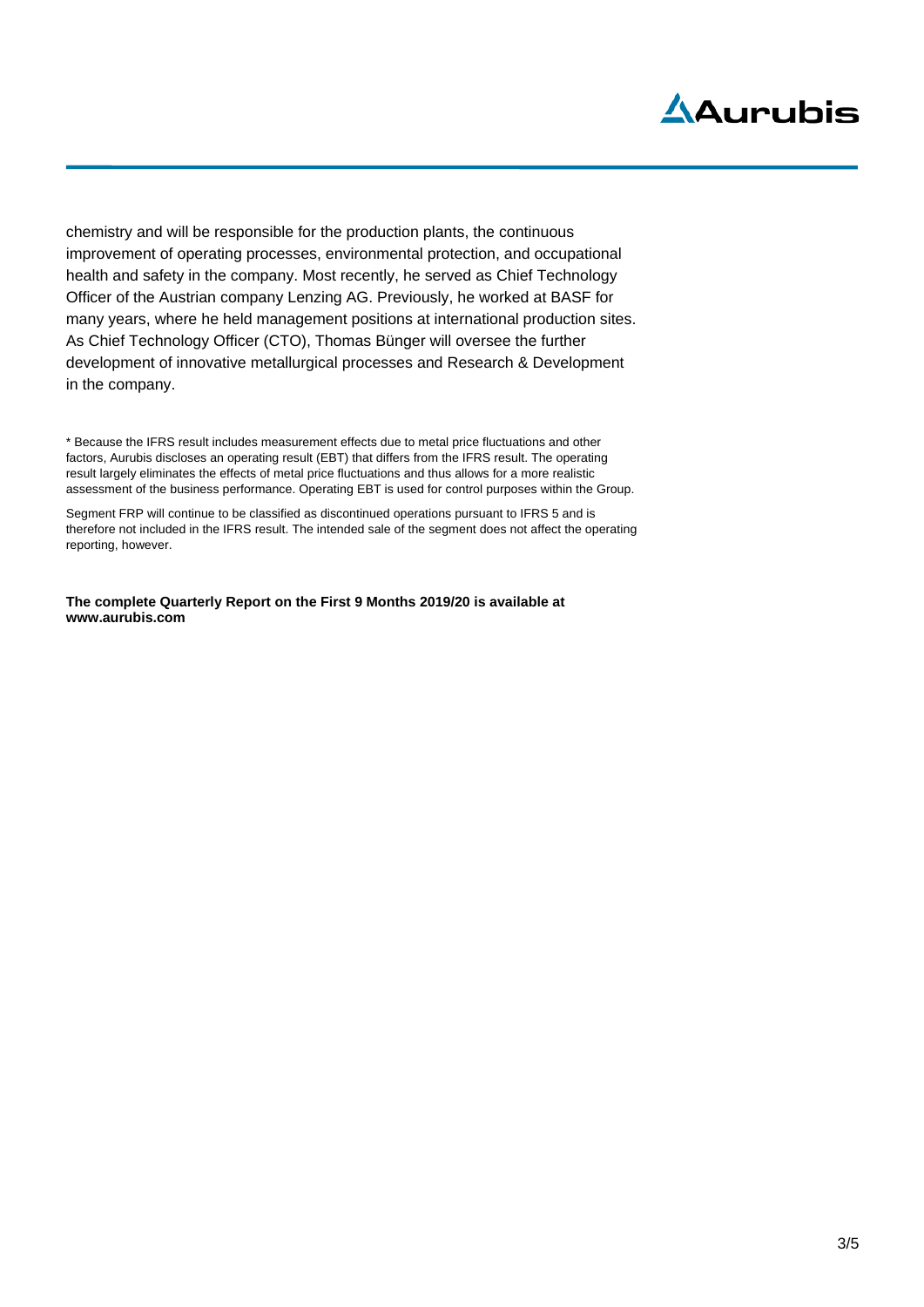chemistry and will be responsible for the production plants, the continuous improvement of operating processes, environmental protection, and occupational health and safety in the company. Most recently, he served as Chief Technology Officer of the Austrian company Lenzing AG. Previously, he worked at BASF for many years, where he held management positions at international production sites. As Chief Technology Officer (CTO), Thomas Bünger will oversee the further development of innovative metallurgical processes and Research & Development in the company.

* Because the IFRS result includes measurement effects due to metal price fluctuations and other factors, Aurubis discloses an operating result (EBT) that differs from the IFRS result. The operating result largely eliminates the effects of metal price fluctuations and thus allows for a more realistic assessment of the business performance. Operating EBT is used for control purposes within the Group.

Segment FRP will continue to be classified as discontinued operations pursuant to IFRS 5 and is therefore not included in the IFRS result. The intended sale of the segment does not affect the operating reporting, however.

**The complete Quarterly Report on the First 9 Months 2019/20 is available at www.aurubis.com**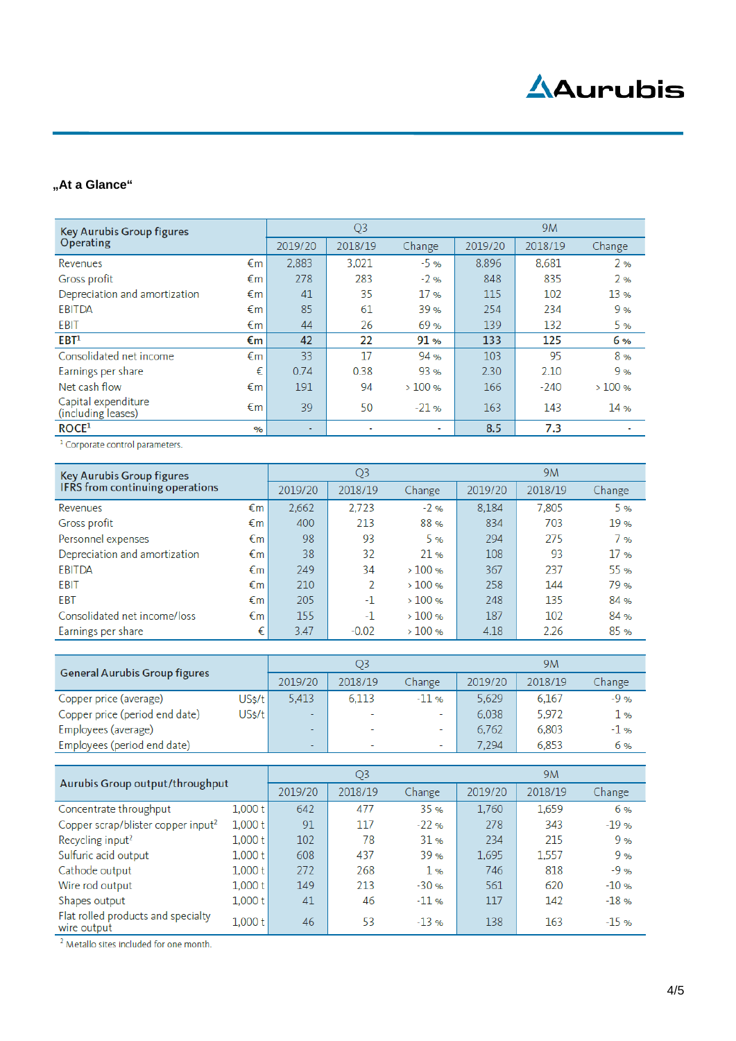**„At a Glance“**

| Key Aurubis Group figures Operating | | Q3 | | | 9M | | |
|---|---|---|---|---|---|---|---|
| | | 2019/20 | 2018/19 | Change | 2019/20 | 2018/19 | Change |
| Revenues | €m | 2,883 | 3,021 | -5 % | 8,896 | 8,681 | 2 % |
| Gross profit | €m | 278 | 283 | -2 % | 848 | 835 | 2 % |
| Depreciation and amortization | €m | 41 | 35 | 17 % | 115 | 102 | 13 % |
| EBITDA | €m | 85 | 61 | 39 % | 254 | 234 | 9 % |
| EBIT | €m | 44 | 26 | 69 % | 139 | 132 | 5 % |
| **EBT[1]** | **€m** | **42** | **22** | **91 %** | **133** | **125** | **6 %** |
| Consolidated net income | €m | 33 | 17 | 94 % | 103 | 95 | 8 % |
| Earnings per share | € | 0.74 | 0.38 | 93 % | 2.30 | 2.10 | 9 % |
| Net cash flow | €m | 191 | 94 | > 100 % | 166 | -240 | > 100 % |
| Capital expenditure (including leases) | €m | 39 | 50 | -21 % | 163 | 143 | 14 % |
| **ROCE[1]** | **%** | **-** | **-** | **-** | **8.5** | **7.3** | **-** |

[1] Corporate control parameters.

| Key Aurubis Group figures IFRS from continuing operations | | Q3 | | | 9M | | |
|---|---|---|---|---|---|---|---|
| | | 2019/20 | 2018/19 | Change | 2019/20 | 2018/19 | Change |
| Revenues | €m | 2,662 | 2,723 | -2 % | 8,184 | 7,805 | 5 % |
| Gross profit | €m | 400 | 213 | 88 % | 834 | 703 | 19 % |
| Personnel expenses | €m | 98 | 93 | 5 % | 294 | 275 | 7 % |
| Depreciation and amortization | €m | 38 | 32 | 21 % | 108 | 93 | 17 % |
| EBITDA | €m | 249 | 34 | > 100 % | 367 | 237 | 55 % |
| EBIT | €m | 210 | 2 | > 100 % | 258 | 144 | 79 % |
| EBT | €m | 205 | -1 | > 100 % | 248 | 135 | 84 % |
| Consolidated net income/loss | €m | 155 | -1 | > 100 % | 187 | 102 | 84 % |
| Earnings per share | € | 3.47 | -0.02 | > 100 % | 4.18 | 2.26 | 85 % |

| General Aurubis Group figures | | Q3 | | | 9M | | |
|---|---|---|---|---|---|---|---|
| | | 2019/20 | 2018/19 | Change | 2019/20 | 2018/19 | Change |
| Copper price (average) | US$/t | 5,413 | 6,113 | -11 % | 5,629 | 6,167 | -9 % |
| Copper price (period end date) | US$/t | - | - | - | 6,038 | 5,972 | 1 % |
| Employees (average) | | - | - | - | 6,762 | 6,803 | -1 % |
| Employees (period end date) | | - | - | - | 7,294 | 6,853 | 6 % |

| Aurubis Group output/throughput | | Q3 | | | 9M | | |
|---|---|---|---|---|---|---|---|
| | | 2019/20 | 2018/19 | Change | 2019/20 | 2018/19 | Change |
| Concentrate throughput | 1,000 t | 642 | 477 | 35 % | 1,760 | 1,659 | 6 % |
| Copper scrap/blister copper input[2] | 1,000 t | 91 | 117 | -22 % | 278 | 343 | -19 % |
| Recycling input[2] | 1,000 t | 102 | 78 | 31 % | 234 | 215 | 9 % |
| Sulfuric acid output | 1,000 t | 608 | 437 | 39 % | 1,695 | 1,557 | 9 % |
| Cathode output | 1,000 t | 272 | 268 | 1 % | 746 | 818 | -9 % |
| Wire rod output | 1,000 t | 149 | 213 | -30 % | 561 | 620 | -10 % |
| Shapes output | 1,000 t | 41 | 46 | -11 % | 117 | 142 | -18 % |
| Flat rolled products and specialty wire output | 1,000 t | 46 | 53 | -13 % | 138 | 163 | -15 % |

[2] Metallo sites included for one month.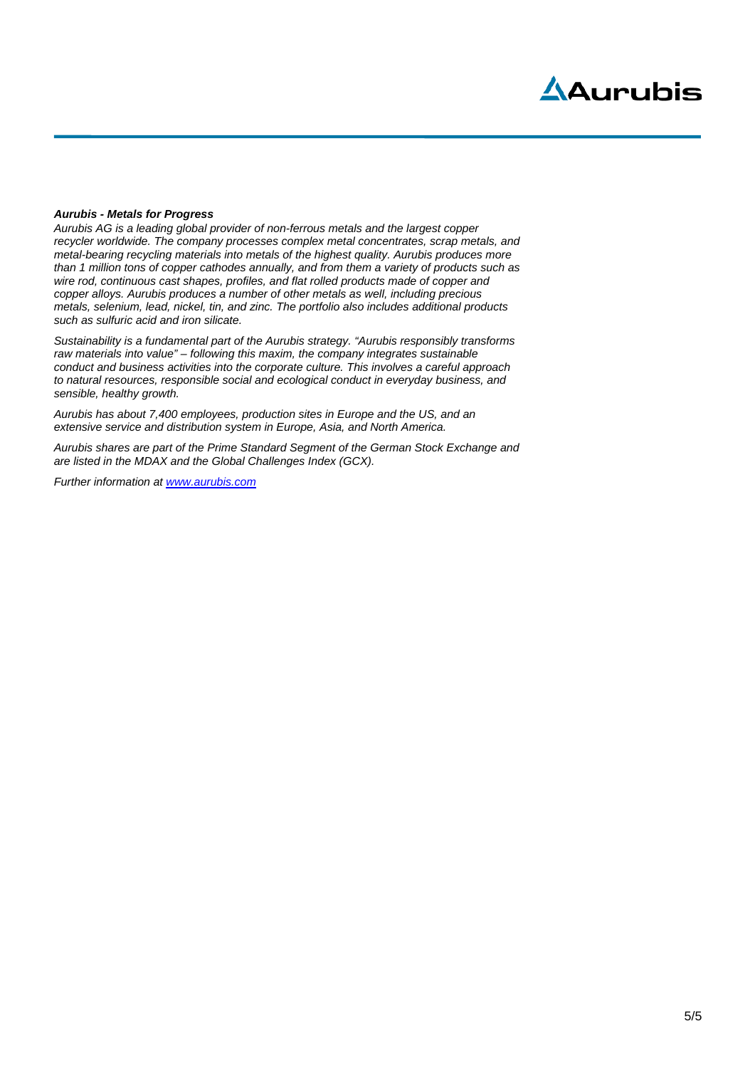***Aurubis - Metals for Progress***

*Aurubis AG is a leading global provider of non-ferrous metals and the largest copper recycler worldwide. The company processes complex metal concentrates, scrap metals, and metal-bearing recycling materials into metals of the highest quality. Aurubis produces more than 1 million tons of copper cathodes annually, and from them a variety of products such as wire rod, continuous cast shapes, profiles, and flat rolled products made of copper and copper alloys. Aurubis produces a number of other metals as well, including precious metals, selenium, lead, nickel, tin, and zinc. The portfolio also includes additional products such as sulfuric acid and iron silicate.*

*Sustainability is a fundamental part of the Aurubis strategy. "Aurubis responsibly transforms raw materials into value" – following this maxim, the company integrates sustainable conduct and business activities into the corporate culture. This involves a careful approach to natural resources, responsible social and ecological conduct in everyday business, and sensible, healthy growth.*

*Aurubis has about 7,400 employees, production sites in Europe and the US, and an extensive service and distribution system in Europe, Asia, and North America.*

*Aurubis shares are part of the Prime Standard Segment of the German Stock Exchange and are listed in the MDAX and the Global Challenges Index (GCX).*

*Further information at [www.aurubis.com](http://www.aurubis.com)*